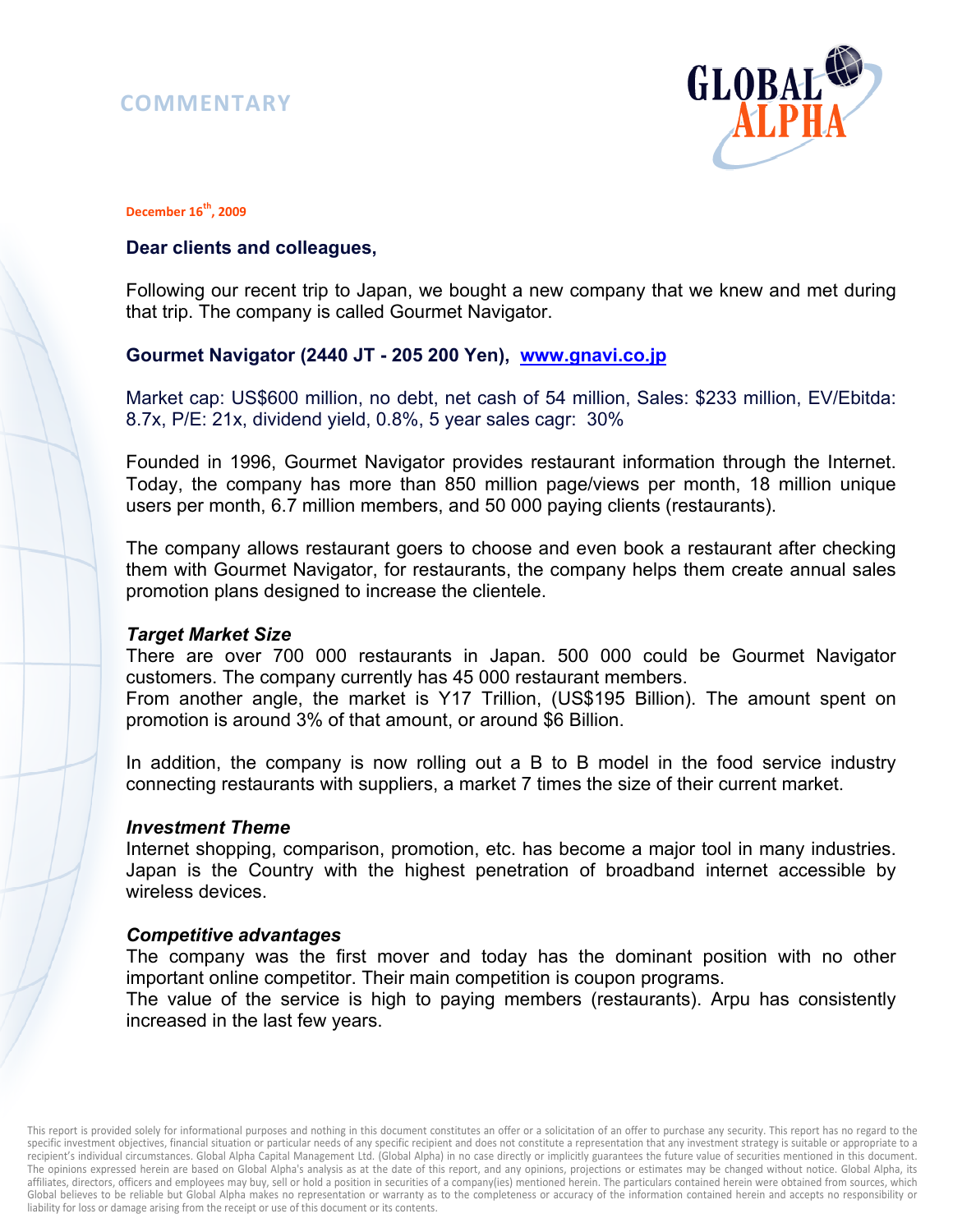COMMENTARY

December 16th, 2009

**Dear clients and colleagues,**

Following our recent trip to Japan, we bought a new company that we knew and met during that trip. The company is called Gourmet Navigator.

**Gourmet Navigator (2440 JT - 205 200 Yen),** [www.gnavi.co.jp](http://www.gnavi.co.jp)

Market cap: US$600 million, no debt, net cash of 54 million, Sales: $233 million, EV/Ebitda: 8.7x, P/E: 21x, dividend yield, 0.8%, 5 year sales cagr: 30%

Founded in 1996, Gourmet Navigator provides restaurant information through the Internet. Today, the company has more than 850 million page/views per month, 18 million unique users per month, 6.7 million members, and 50 000 paying clients (restaurants).

The company allows restaurant goers to choose and even book a restaurant after checking them with Gourmet Navigator, for restaurants, the company helps them create annual sales promotion plans designed to increase the clientele.

***Target Market Size***

There are over 700 000 restaurants in Japan. 500 000 could be Gourmet Navigator customers. The company currently has 45 000 restaurant members.
From another angle, the market is Y17 Trillion, (US$195 Billion). The amount spent on promotion is around 3% of that amount, or around $6 Billion.

In addition, the company is now rolling out a B to B model in the food service industry connecting restaurants with suppliers, a market 7 times the size of their current market.

***Investment Theme***

Internet shopping, comparison, promotion, etc. has become a major tool in many industries. Japan is the Country with the highest penetration of broadband internet accessible by wireless devices.

***Competitive advantages***

The company was the first mover and today has the dominant position with no other important online competitor. Their main competition is coupon programs.
The value of the service is high to paying members (restaurants). Arpu has consistently increased in the last few years.

This report is provided solely for informational purposes and nothing in this document constitutes an offer or a solicitation of an offer to purchase any security. This report has no regard to the specific investment objectives, financial situation or particular needs of any specific recipient and does not constitute a representation that any investment strategy is suitable or appropriate to a recipient's individual circumstances. Global Alpha Capital Management Ltd. (Global Alpha) in no case directly or implicitly guarantees the future value of securities mentioned in this document. The opinions expressed herein are based on Global Alpha's analysis as at the date of this report, and any opinions, projections or estimates may be changed without notice. Global Alpha, its affiliates, directors, officers and employees may buy, sell or hold a position in securities of a company(ies) mentioned herein. The particulars contained herein were obtained from sources, which Global believes to be reliable but Global Alpha makes no representation or warranty as to the completeness or accuracy of the information contained herein and accepts no responsibility or liability for loss or damage arising from the receipt or use of this document or its contents.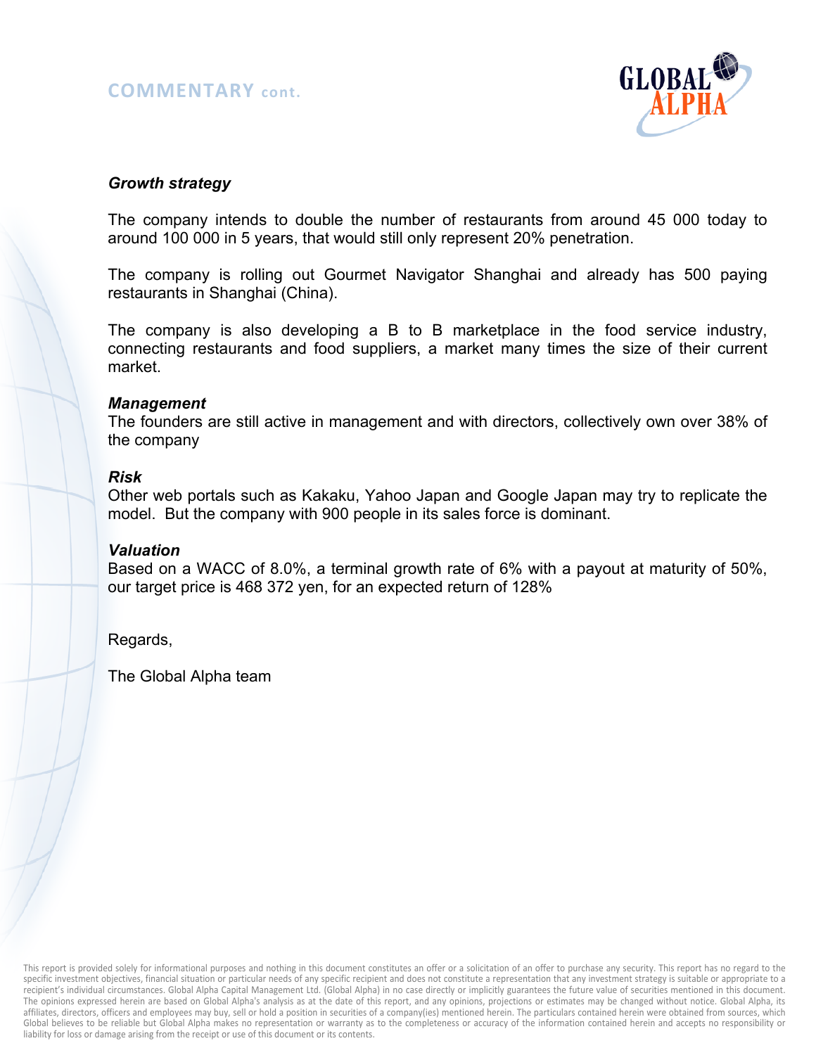*COMMENTARY cont.*

***Growth strategy***

The company intends to double the number of restaurants from around 45 000 today to around 100 000 in 5 years, that would still only represent 20% penetration.

The company is rolling out Gourmet Navigator Shanghai and already has 500 paying restaurants in Shanghai (China).

The company is also developing a B to B marketplace in the food service industry, connecting restaurants and food suppliers, a market many times the size of their current market.

***Management***

The founders are still active in management and with directors, collectively own over 38% of the company

***Risk***

Other web portals such as Kakaku, Yahoo Japan and Google Japan may try to replicate the model. But the company with 900 people in its sales force is dominant.

***Valuation***

Based on a WACC of 8.0%, a terminal growth rate of 6% with a payout at maturity of 50%, our target price is 468 372 yen, for an expected return of 128%

Regards,

The Global Alpha team

This report is provided solely for informational purposes and nothing in this document constitutes an offer or a solicitation of an offer to purchase any security. This report has no regard to the specific investment objectives, financial situation or particular needs of any specific recipient and does not constitute a representation that any investment strategy is suitable or appropriate to a recipient's individual circumstances. Global Alpha Capital Management Ltd. (Global Alpha) in no case directly or implicitly guarantees the future value of securities mentioned in this document. The opinions expressed herein are based on Global Alpha's analysis as at the date of this report, and any opinions, projections or estimates may be changed without notice. Global Alpha, its affiliates, directors, officers and employees may buy, sell or hold a position in securities of a company(ies) mentioned herein. The particulars contained herein were obtained from sources, which Global believes to be reliable but Global Alpha makes no representation or warranty as to the completeness or accuracy of the information contained herein and accepts no responsibility or liability for loss or damage arising from the receipt or use of this document or its contents.